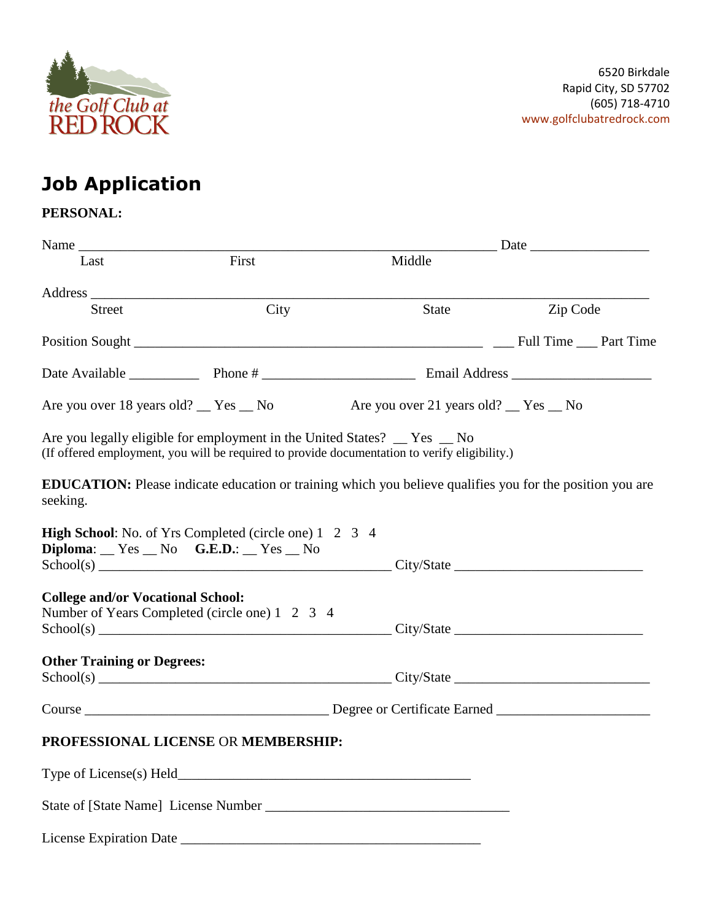the Golf Club at RED ROCK

6520 Birkdale
Rapid City, SD 57702
(605) 718-4710
www.golfclubatredrock.com

# Job Application

**PERSONAL:**

Name ____________________________________________________________ Date _________________
Last First Middle

Address ___________________________________________________________________________
Street City State Zip Code

Position Sought ___________________________________________________ ___ Full Time ___ Part Time

Date Available __________ Phone # ______________________ Email Address ____________________

Are you over 18 years old? __ Yes __ No Are you over 21 years old? __ Yes __ No

Are you legally eligible for employment in the United States? __ Yes __ No
(If offered employment, you will be required to provide documentation to verify eligibility.)

**EDUCATION:** Please indicate education or training which you believe qualifies you for the position you are seeking.

**High School**: No. of Yrs Completed (circle one) 1 2 3 4
**Diploma**: __ Yes __ No **G.E.D.**: __ Yes __ No
School(s) ___________________________________________ City/State ___________________________

**College and/or Vocational School:**
Number of Years Completed (circle one) 1 2 3 4
School(s) ___________________________________________ City/State ___________________________

**Other Training or Degrees:**
School(s) ___________________________________________ City/State ____________________________

Course ____________________________________ Degree or Certificate Earned ______________________

**PROFESSIONAL LICENSE** OR **MEMBERSHIP:**

Type of License(s) Held___________________________________________

State of [State Name] License Number ____________________________________

License Expiration Date ____________________________________________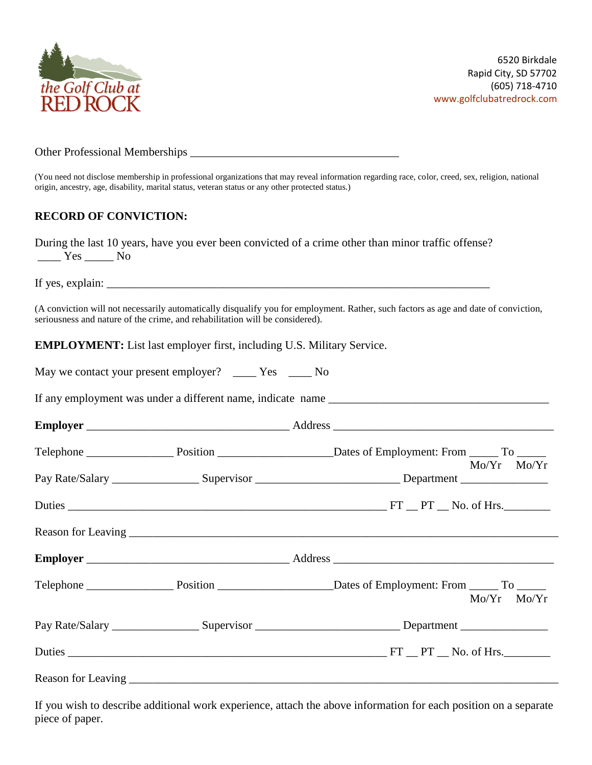6520 Birkdale
Rapid City, SD 57702
(605) 718-4710
www.golfclubatredrock.com

Other Professional Memberships ___________________________________

(You need not disclose membership in professional organizations that may reveal information regarding race, color, creed, sex, religion, national origin, ancestry, age, disability, marital status, veteran status or any other protected status.)

**RECORD OF CONVICTION:**

During the last 10 years, have you ever been convicted of a crime other than minor traffic offense?
____ Yes _____ No

If yes, explain: _________________________________________________________________

(A conviction will not necessarily automatically disqualify you for employment. Rather, such factors as age and date of conviction, seriousness and nature of the crime, and rehabilitation will be considered).

**EMPLOYMENT:** List last employer first, including U.S. Military Service.

May we contact your present employer? ____ Yes ____ No

If any employment was under a different name, indicate name _____________________________________

**Employer** __________________________________ Address _____________________________________

Telephone _______________ Position ___________________Dates of Employment: From _____ To _____
Mo/Yr Mo/Yr

Pay Rate/Salary _______________ Supervisor ________________________ Department _______________

Duties _______________________________________________________ FT __ PT __ No. of Hrs.________

Reason for Leaving ________________________________________________________________________

**Employer** __________________________________ Address _____________________________________

Telephone _______________ Position ___________________Dates of Employment: From _____ To _____
Mo/Yr Mo/Yr

Pay Rate/Salary _______________ Supervisor ________________________ Department _______________

Duties _______________________________________________________ FT __ PT __ No. of Hrs.________

Reason for Leaving ________________________________________________________________________

If you wish to describe additional work experience, attach the above information for each position on a separate piece of paper.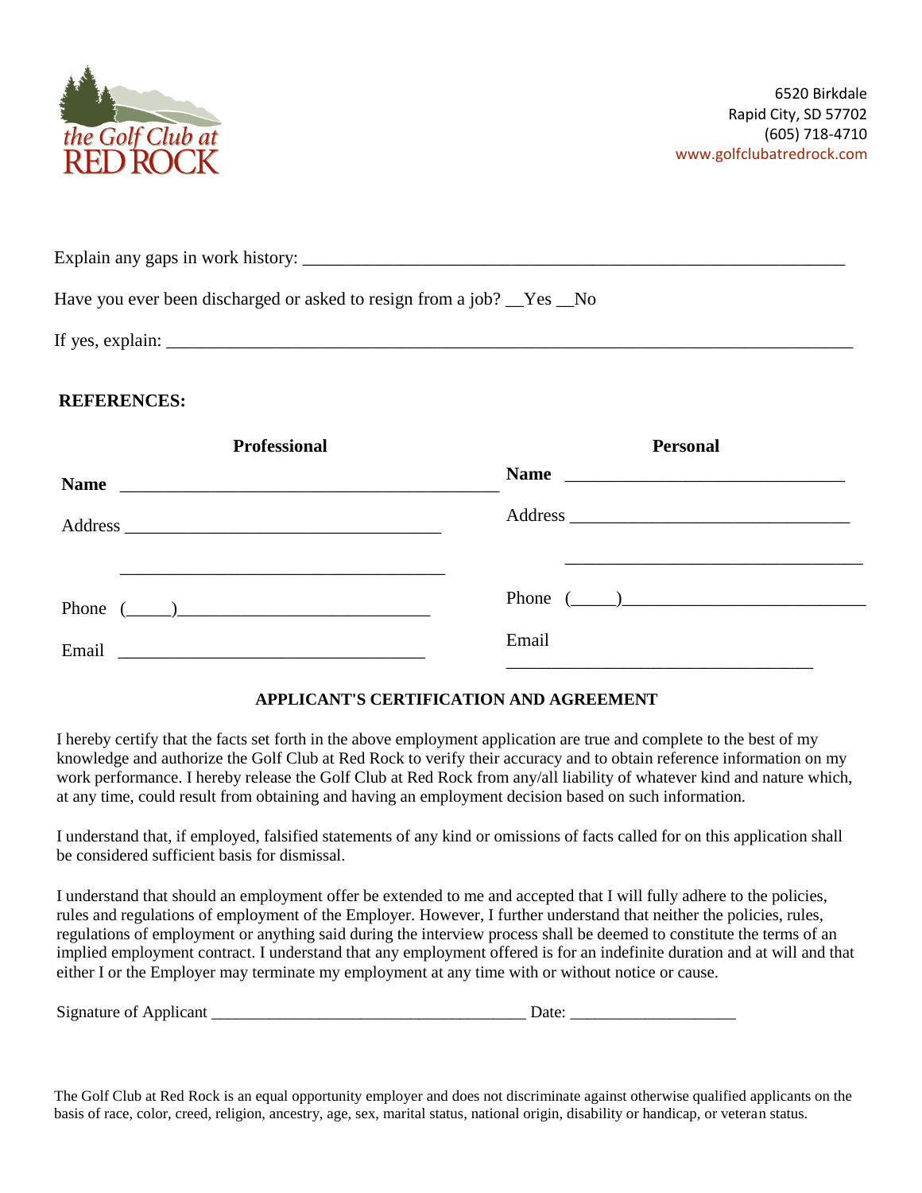6520 Birkdale
Rapid City, SD 57702
(605) 718-4710
www.golfclubatredrock.com

Explain any gaps in work history: ___________________________________________________________

Have you ever been discharged or asked to resign from a job? __Yes __No

If yes, explain: _____________________________________________________________________________

**REFERENCES:**

| **Professional** | **Personal** |
|---|---|
| **Name** ________________________________ | **Name** ________________________________ |
| Address ________________________________ | Address ________________________________ |
| ________________________________ | ________________________________ |
| Phone (_____)____________________________ | Phone (_____)____________________________ |
| Email ________________________________ | Email ________________________________ |

**APPLICANT'S CERTIFICATION AND AGREEMENT**

I hereby certify that the facts set forth in the above employment application are true and complete to the best of my knowledge and authorize the Golf Club at Red Rock to verify their accuracy and to obtain reference information on my work performance. I hereby release the Golf Club at Red Rock from any/all liability of whatever kind and nature which, at any time, could result from obtaining and having an employment decision based on such information.

I understand that, if employed, falsified statements of any kind or omissions of facts called for on this application shall be considered sufficient basis for dismissal.

I understand that should an employment offer be extended to me and accepted that I will fully adhere to the policies, rules and regulations of employment of the Employer. However, I further understand that neither the policies, rules, regulations of employment or anything said during the interview process shall be deemed to constitute the terms of an implied employment contract. I understand that any employment offered is for an indefinite duration and at will and that either I or the Employer may terminate my employment at any time with or without notice or cause.

Signature of Applicant ______________________________________ Date: ____________________

The Golf Club at Red Rock is an equal opportunity employer and does not discriminate against otherwise qualified applicants on the basis of race, color, creed, religion, ancestry, age, sex, marital status, national origin, disability or handicap, or veteran status.